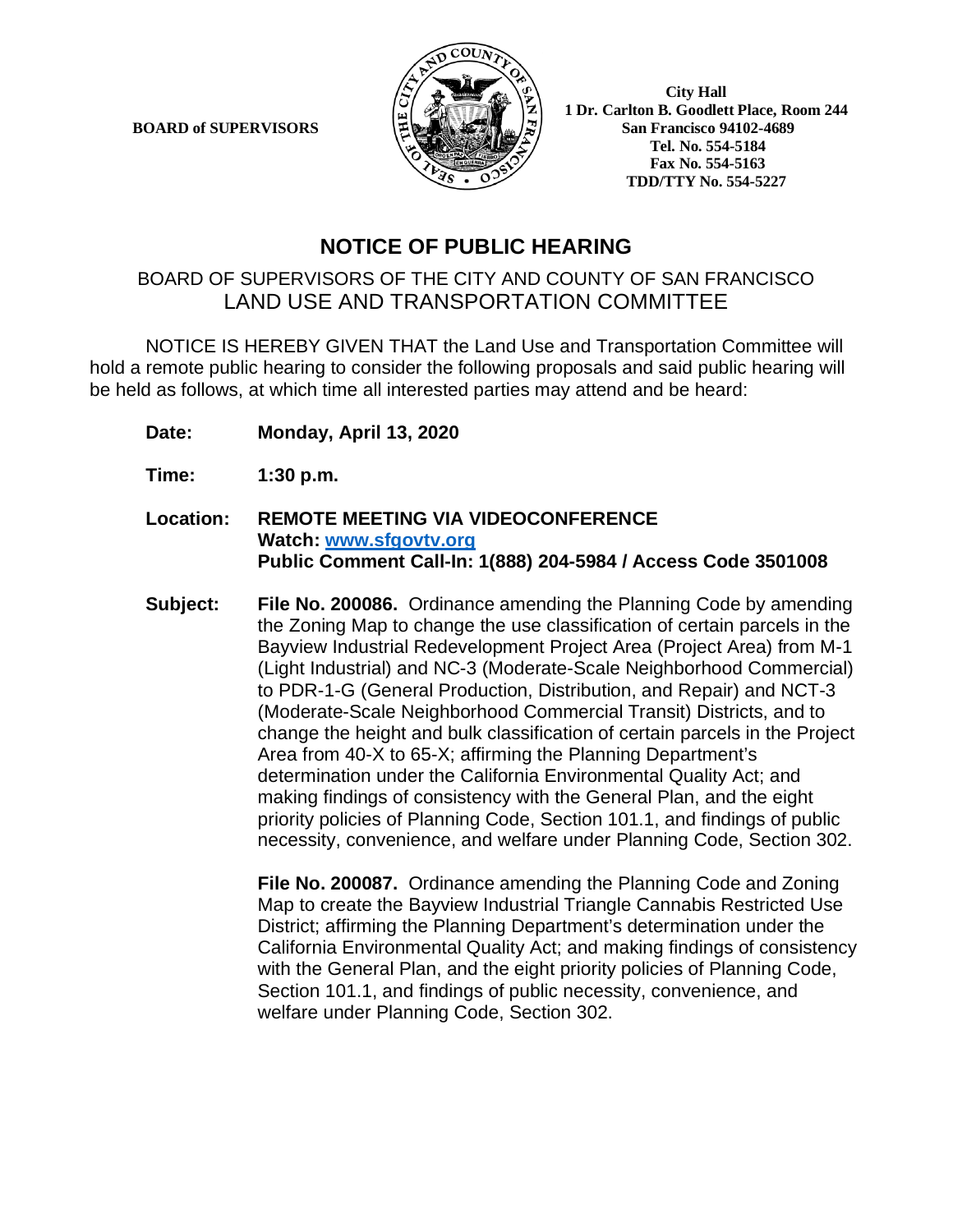**BOARD of SUPERVISORS**

**City Hall**
**1 Dr. Carlton B. Goodlett Place, Room 244**
**San Francisco 94102-4689**
**Tel. No. 554-5184**
**Fax No. 554-5163**
**TDD/TTY No. 554-5227**

# NOTICE OF PUBLIC HEARING

## BOARD OF SUPERVISORS OF THE CITY AND COUNTY OF SAN FRANCISCO
## LAND USE AND TRANSPORTATION COMMITTEE

NOTICE IS HEREBY GIVEN THAT the Land Use and Transportation Committee will hold a remote public hearing to consider the following proposals and said public hearing will be held as follows, at which time all interested parties may attend and be heard:

**Date:** **Monday, April 13, 2020**

**Time:** **1:30 p.m.**

**Location:** **REMOTE MEETING VIA VIDEOCONFERENCE**
**Watch: [www.sfgovtv.org](http://www.sfgovtv.org)**
**Public Comment Call-In: 1(888) 204-5984 / Access Code 3501008**

**Subject:** **File No. 200086.** Ordinance amending the Planning Code by amending the Zoning Map to change the use classification of certain parcels in the Bayview Industrial Redevelopment Project Area (Project Area) from M-1 (Light Industrial) and NC-3 (Moderate-Scale Neighborhood Commercial) to PDR-1-G (General Production, Distribution, and Repair) and NCT-3 (Moderate-Scale Neighborhood Commercial Transit) Districts, and to change the height and bulk classification of certain parcels in the Project Area from 40-X to 65-X; affirming the Planning Department's determination under the California Environmental Quality Act; and making findings of consistency with the General Plan, and the eight priority policies of Planning Code, Section 101.1, and findings of public necessity, convenience, and welfare under Planning Code, Section 302.

**File No. 200087.** Ordinance amending the Planning Code and Zoning Map to create the Bayview Industrial Triangle Cannabis Restricted Use District; affirming the Planning Department's determination under the California Environmental Quality Act; and making findings of consistency with the General Plan, and the eight priority policies of Planning Code, Section 101.1, and findings of public necessity, convenience, and welfare under Planning Code, Section 302.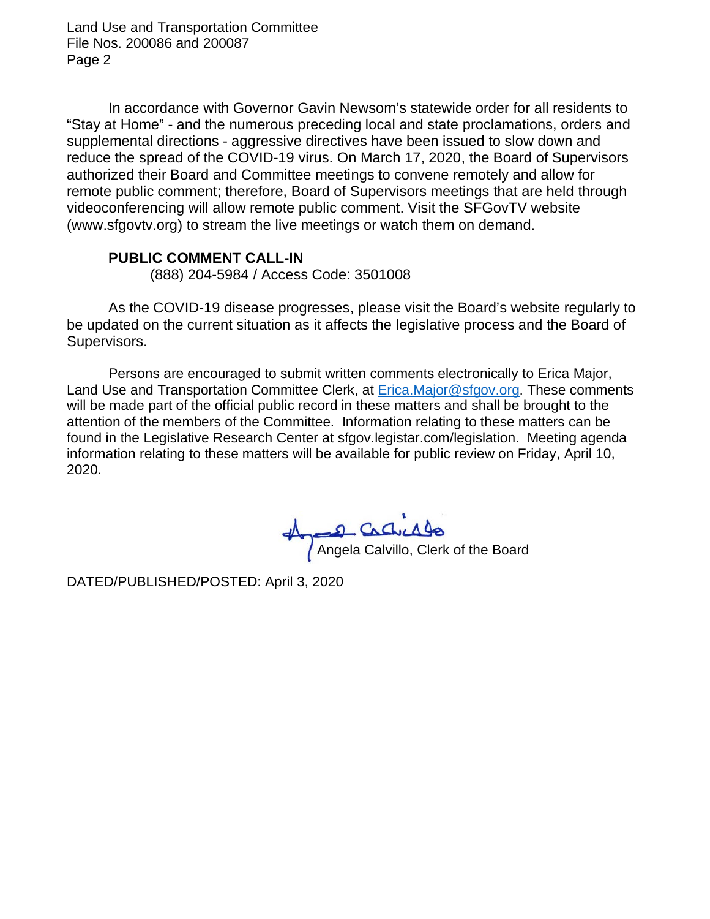In accordance with Governor Gavin Newsom's statewide order for all residents to "Stay at Home" - and the numerous preceding local and state proclamations, orders and supplemental directions - aggressive directives have been issued to slow down and reduce the spread of the COVID-19 virus. On March 17, 2020, the Board of Supervisors authorized their Board and Committee meetings to convene remotely and allow for remote public comment; therefore, Board of Supervisors meetings that are held through videoconferencing will allow remote public comment. Visit the SFGovTV website (www.sfgovtv.org) to stream the live meetings or watch them on demand.

**PUBLIC COMMENT CALL-IN**

(888) 204-5984 / Access Code: 3501008

As the COVID-19 disease progresses, please visit the Board's website regularly to be updated on the current situation as it affects the legislative process and the Board of Supervisors.

Persons are encouraged to submit written comments electronically to Erica Major, Land Use and Transportation Committee Clerk, at Erica.Major@sfgov.org. These comments will be made part of the official public record in these matters and shall be brought to the attention of the members of the Committee. Information relating to these matters can be found in the Legislative Research Center at sfgov.legistar.com/legislation. Meeting agenda information relating to these matters will be available for public review on Friday, April 10, 2020.

Angela Calvillo, Clerk of the Board

DATED/PUBLISHED/POSTED: April 3, 2020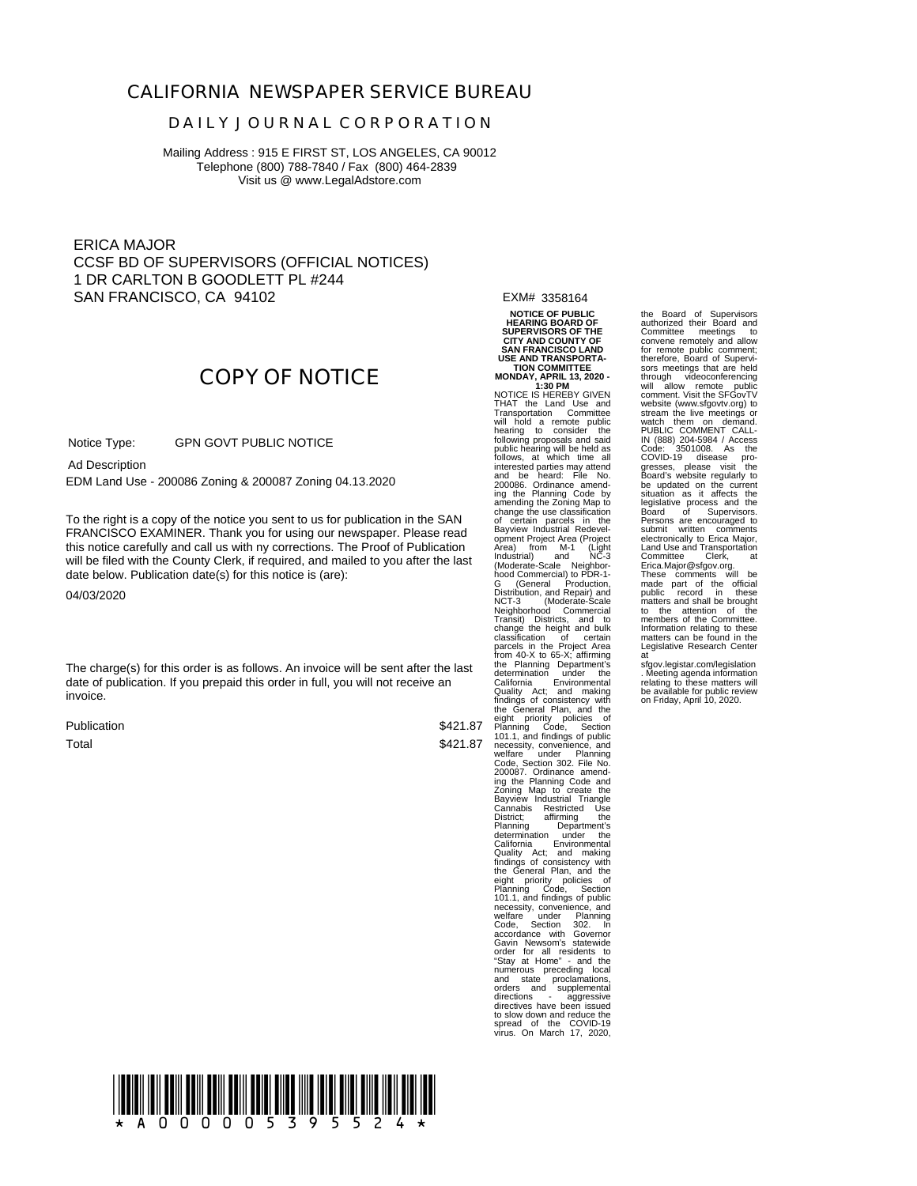# CALIFORNIA NEWSPAPER SERVICE BUREAU

## DAILY JOURNAL CORPORATION

Mailing Address : 915 E FIRST ST, LOS ANGELES, CA 90012
Telephone (800) 788-7840 / Fax (800) 464-2839
Visit us @ www.LegalAdstore.com

ERICA MAJOR
CCSF BD OF SUPERVISORS (OFFICIAL NOTICES)
1 DR CARLTON B GOODLETT PL #244
SAN FRANCISCO, CA 94102

## COPY OF NOTICE

Notice Type: GPN GOVT PUBLIC NOTICE

Ad Description

EDM Land Use - 200086 Zoning & 200087 Zoning 04.13.2020

To the right is a copy of the notice you sent to us for publication in the SAN FRANCISCO EXAMINER. Thank you for using our newspaper. Please read this notice carefully and call us with ny corrections. The Proof of Publication will be filed with the County Clerk, if required, and mailed to you after the last date below. Publication date(s) for this notice is (are):

04/03/2020

The charge(s) for this order is as follows. An invoice will be sent after the last date of publication. If you prepaid this order in full, you will not receive an invoice.

| | |
|---|---|
| Publication | $421.87 |
| Total | $421.87 |

EXM# 3358164

**NOTICE OF PUBLIC HEARING BOARD OF SUPERVISORS OF THE CITY AND COUNTY OF SAN FRANCISCO LAND USE AND TRANSPORTATION COMMITTEE MONDAY, APRIL 13, 2020 - 1:30 PM**

NOTICE IS HEREBY GIVEN THAT the Land Use and Transportation Committee will hold a remote public hearing to consider the following proposals and said public hearing will be held as follows, at which time all interested parties may attend and be heard: File No. 200086. Ordinance amending the Planning Code by amending the Zoning Map to change the use classification of certain parcels in the Bayview Industrial Redevelopment Project Area (Project Area) from M-1 (Light Industrial) and NC-3 (Moderate-Scale Neighborhood Commercial) to PDR-1-G (General Production, Distribution, and Repair) and NCT-3 (Moderate-Scale Neighborhood Commercial Transit) Districts, and to change the height and bulk classification of certain parcels in the Project Area from 40-X to 65-X; affirming the Planning Department's determination under the California Environmental Quality Act; and making findings of consistency with the General Plan, and the eight priority policies of Planning Code, Section 101.1, and findings of public necessity, convenience, and welfare under Planning Code, Section 302. File No. 200087. Ordinance amending the Planning Code and Zoning Map to create the Bayview Industrial Triangle Cannabis Restricted Use District; affirming the Planning Department's determination under the California Environmental Quality Act; and making findings of consistency with the General Plan, and the eight priority policies of Planning Code, Section 101.1, and findings of public necessity, convenience, and welfare under Planning Code, Section 302. In accordance with Governor Gavin Newsom's statewide order for all residents to "Stay at Home" - and the numerous preceding local and state proclamations, orders and supplemental directions - aggressive directives have been issued to slow down and reduce the spread of the COVID-19 virus. On March 17, 2020, the Board of Supervisors authorized their Board and Committee meetings to convene remotely and allow for remote public comment; therefore, Board of Supervisors meetings that are held through videoconferencing will allow remote public comment. Visit the SFGovTV website (www.sfgovtv.org) to stream the live meetings or watch them on demand. PUBLIC COMMENT CALL-IN (888) 204-5984 / Access Code: 3501008. As the COVID-19 disease progresses, please visit the Board's website regularly to be updated on the current situation as it affects the legislative process and the Board of Supervisors. Persons are encouraged to submit written comments electronically to Erica Major, Land Use and Transportation Committee Clerk, at Erica.Major@sfgov.org. These comments will be made part of the official public record in these matters and shall be brought to the attention of the members of the Committee. Information relating to these matters can be found in the Legislative Research Center at sfgov.legistar.com/legislation. Meeting agenda information relating to these matters will be available for public review on Friday, April 10, 2020.

\* A 0 0 0 0 0 5 3 9 5 5 2 4 \*